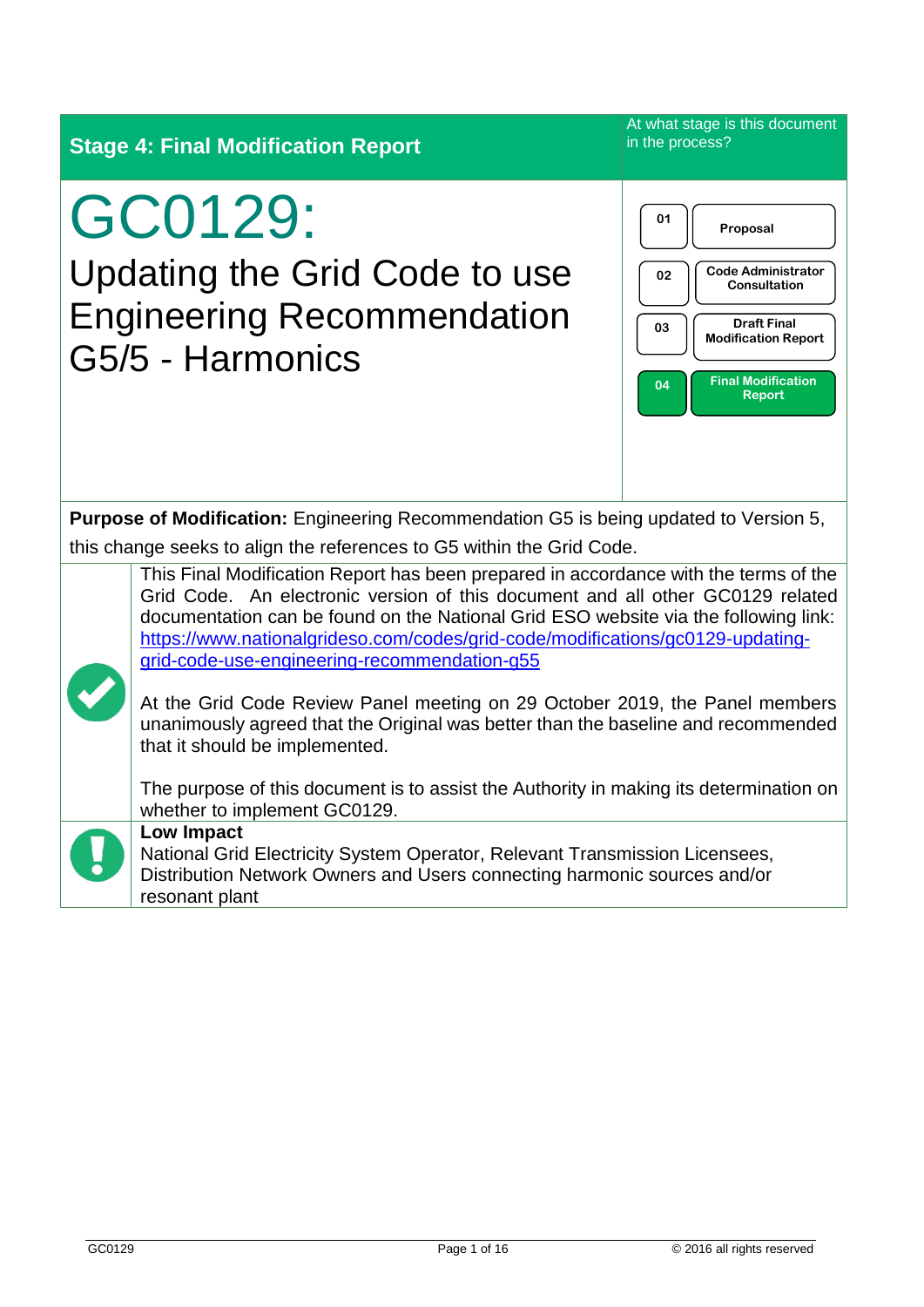**Stage 4: Final Modification Report**

At what stage is this document in the process?

01 Proposal

02 Code Administrator Consultation

03 Draft Final Modification Report

04 Final Modification Report

# GC0129:

## Updating the Grid Code to use Engineering Recommendation G5/5 - Harmonics

**Purpose of Modification:** Engineering Recommendation G5 is being updated to Version 5, this change seeks to align the references to G5 within the Grid Code.

This Final Modification Report has been prepared in accordance with the terms of the Grid Code. An electronic version of this document and all other GC0129 related documentation can be found on the National Grid ESO website via the following link: [https://www.nationalgrideso.com/codes/grid-code/modifications/gc0129-updating-grid-code-use-engineering-recommendation-g55](https://www.nationalgrideso.com/codes/grid-code/modifications/gc0129-updating-grid-code-use-engineering-recommendation-g55)

At the Grid Code Review Panel meeting on 29 October 2019, the Panel members unanimously agreed that the Original was better than the baseline and recommended that it should be implemented.

The purpose of this document is to assist the Authority in making its determination on whether to implement GC0129.

**Low Impact**

National Grid Electricity System Operator, Relevant Transmission Licensees, Distribution Network Owners and Users connecting harmonic sources and/or resonant plant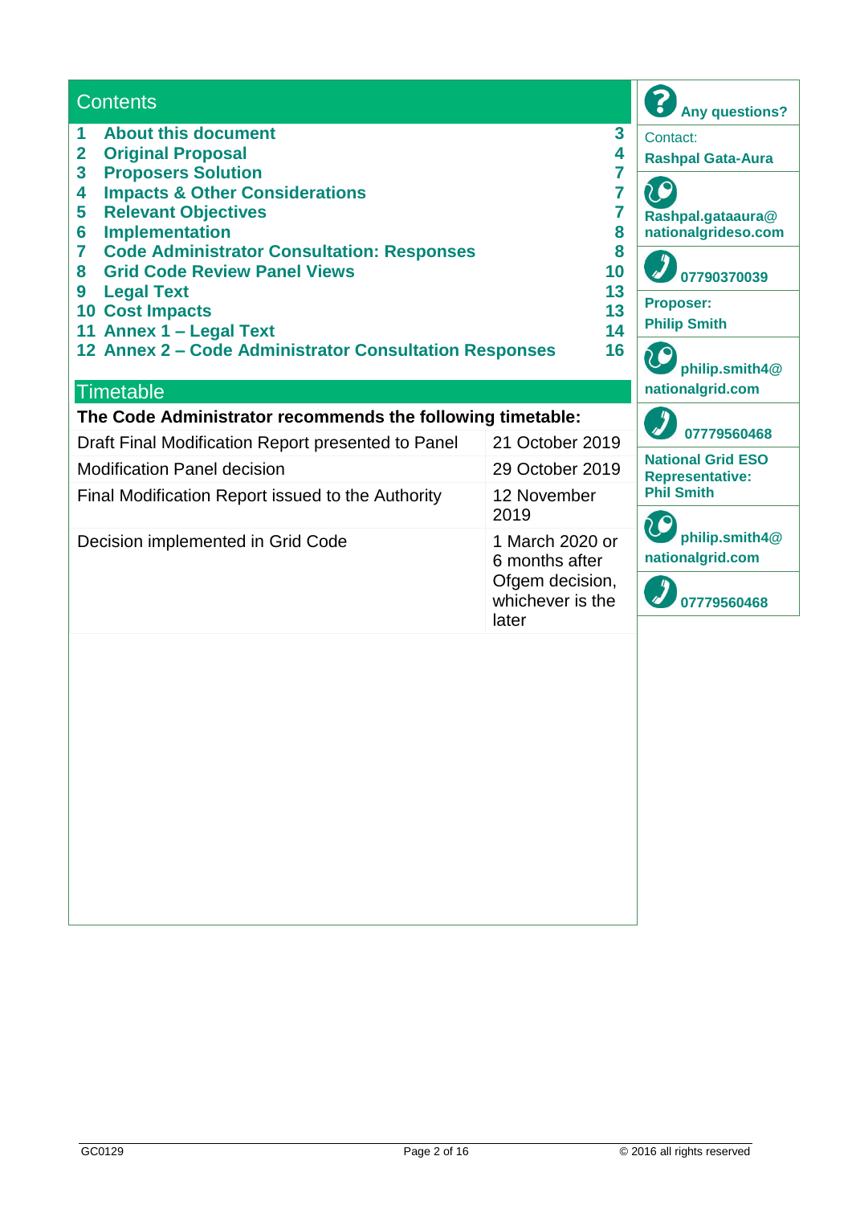## Contents

| | | |
|---|---|---|
| 1 | About this document | 3 |
| 2 | Original Proposal | 4 |
| 3 | Proposers Solution | 7 |
| 4 | Impacts & Other Considerations | 7 |
| 5 | Relevant Objectives | 7 |
| 6 | Implementation | 8 |
| 7 | Code Administrator Consultation: Responses | 8 |
| 8 | Grid Code Review Panel Views | 10 |
| 9 | Legal Text | 13 |
| 10 | Cost Impacts | 13 |
| 11 | Annex 1 – Legal Text | 14 |
| 12 | Annex 2 – Code Administrator Consultation Responses | 16 |

## Timetable

**The Code Administrator recommends the following timetable:**

| | |
|---|---|
| Draft Final Modification Report presented to Panel | 21 October 2019 |
| Modification Panel decision | 29 October 2019 |
| Final Modification Report issued to the Authority | 12 November 2019 |
| Decision implemented in Grid Code | 1 March 2020 or 6 months after Ofgem decision, whichever is the later |

**Any questions?**

Contact:
**Rashpal Gata-Aura**

**Rashpal.gataaura@nationalgrideso.com**

**07790370039**

**Proposer:**
**Philip Smith**

**philip.smith4@nationalgrid.com**

**07779560468**

**National Grid ESO Representative:**
**Phil Smith**

**philip.smith4@nationalgrid.com**

**07779560468**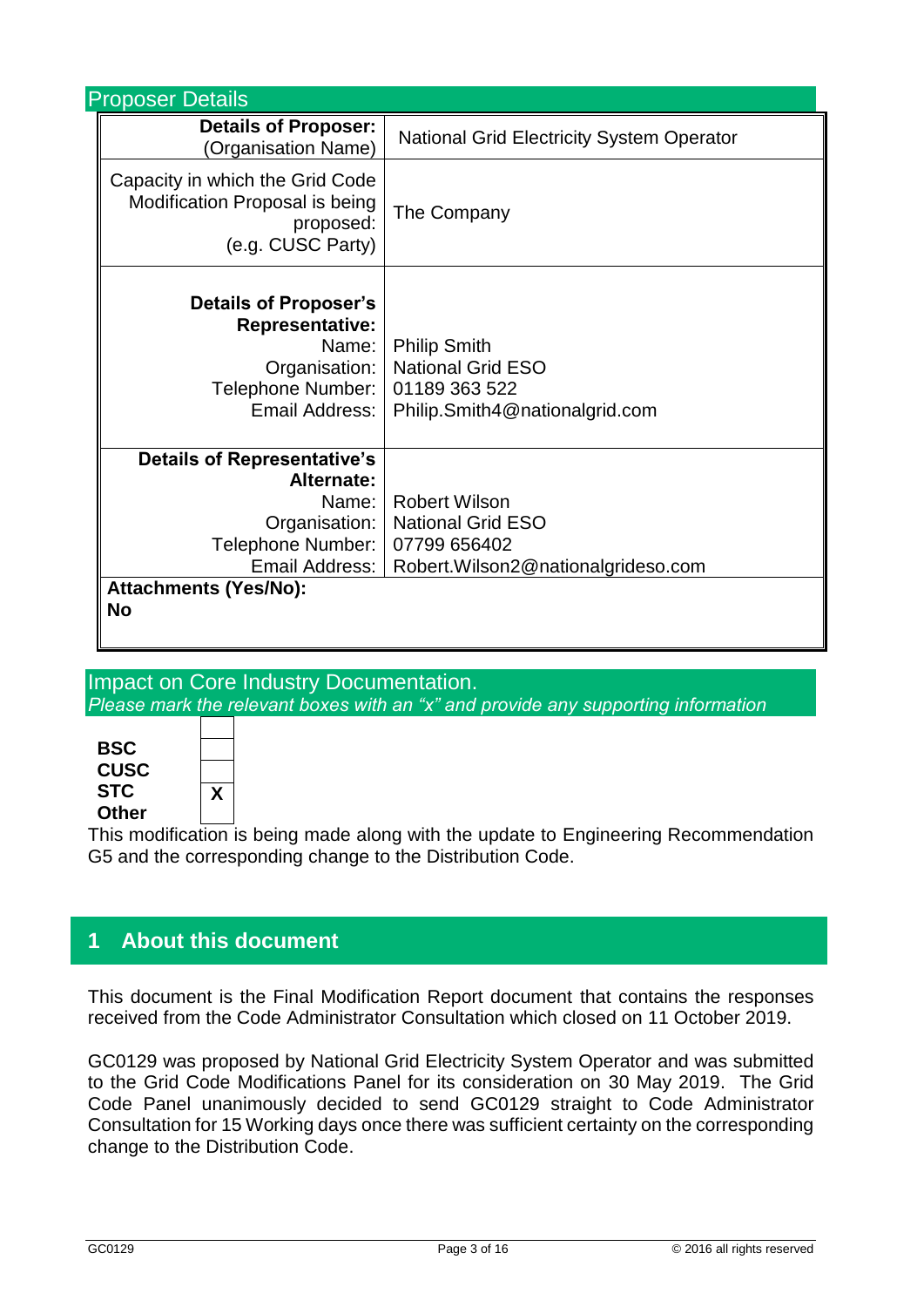## Proposer Details

| **Details of Proposer:** (Organisation Name) | National Grid Electricity System Operator |
| --- | --- |
| Capacity in which the Grid Code Modification Proposal is being proposed: (e.g. CUSC Party) | The Company |
| **Details of Proposer's Representative:** Name: Organisation: Telephone Number: Email Address: | Philip Smith National Grid ESO 01189 363 522 Philip.Smith4@nationalgrid.com |
| **Details of Representative's Alternate:** Name: Organisation: Telephone Number: Email Address: | Robert Wilson National Grid ESO 07799 656402 Robert.Wilson2@nationalgrideso.com |
| **Attachments (Yes/No):** **No** | |

## Impact on Core Industry Documentation.

*Please mark the relevant boxes with an "x" and provide any supporting information*

| | |
| --- | --- |
| **BSC** | |
| **CUSC** | |
| **STC** | |
| **Other** | X |

This modification is being made along with the update to Engineering Recommendation G5 and the corresponding change to the Distribution Code.

## 1 About this document

This document is the Final Modification Report document that contains the responses received from the Code Administrator Consultation which closed on 11 October 2019.

GC0129 was proposed by National Grid Electricity System Operator and was submitted to the Grid Code Modifications Panel for its consideration on 30 May 2019. The Grid Code Panel unanimously decided to send GC0129 straight to Code Administrator Consultation for 15 Working days once there was sufficient certainty on the corresponding change to the Distribution Code.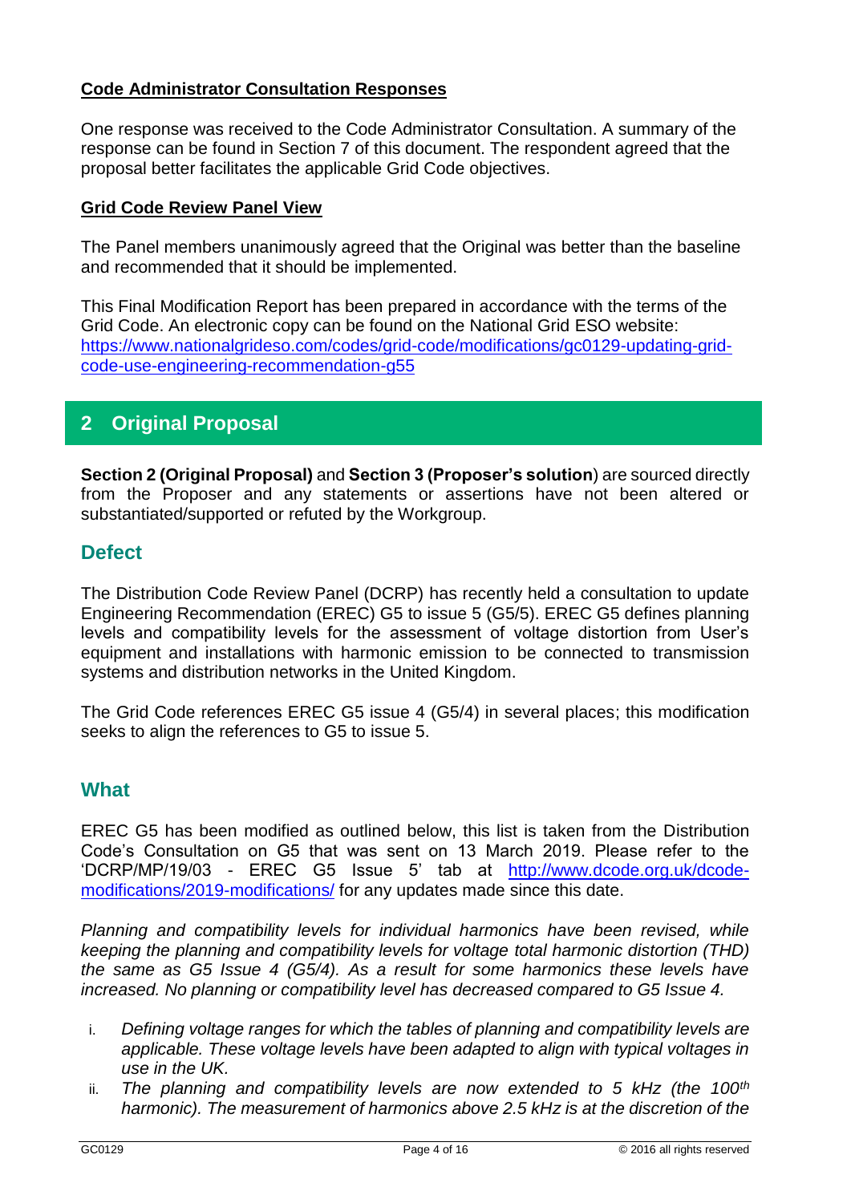**Code Administrator Consultation Responses**

One response was received to the Code Administrator Consultation. A summary of the response can be found in Section 7 of this document. The respondent agreed that the proposal better facilitates the applicable Grid Code objectives.

**Grid Code Review Panel View**

The Panel members unanimously agreed that the Original was better than the baseline and recommended that it should be implemented.

This Final Modification Report has been prepared in accordance with the terms of the Grid Code. An electronic copy can be found on the National Grid ESO website: [https://www.nationalgrideso.com/codes/grid-code/modifications/gc0129-updating-grid-code-use-engineering-recommendation-g55](https://www.nationalgrideso.com/codes/grid-code/modifications/gc0129-updating-grid-code-use-engineering-recommendation-g55)

## 2 Original Proposal

**Section 2 (Original Proposal)** and **Section 3 (Proposer's solution**) are sourced directly from the Proposer and any statements or assertions have not been altered or substantiated/supported or refuted by the Workgroup.

### Defect

The Distribution Code Review Panel (DCRP) has recently held a consultation to update Engineering Recommendation (EREC) G5 to issue 5 (G5/5). EREC G5 defines planning levels and compatibility levels for the assessment of voltage distortion from User's equipment and installations with harmonic emission to be connected to transmission systems and distribution networks in the United Kingdom.

The Grid Code references EREC G5 issue 4 (G5/4) in several places; this modification seeks to align the references to G5 to issue 5.

### What

EREC G5 has been modified as outlined below, this list is taken from the Distribution Code's Consultation on G5 that was sent on 13 March 2019. Please refer to the 'DCRP/MP/19/03 - EREC G5 Issue 5' tab at [http://www.dcode.org.uk/dcode-modifications/2019-modifications/](http://www.dcode.org.uk/dcode-modifications/2019-modifications/) for any updates made since this date.

*Planning and compatibility levels for individual harmonics have been revised, while keeping the planning and compatibility levels for voltage total harmonic distortion (THD) the same as G5 Issue 4 (G5/4). As a result for some harmonics these levels have increased. No planning or compatibility level has decreased compared to G5 Issue 4.*

i. *Defining voltage ranges for which the tables of planning and compatibility levels are applicable. These voltage levels have been adapted to align with typical voltages in use in the UK.*
ii. *The planning and compatibility levels are now extended to 5 kHz (the 100th harmonic). The measurement of harmonics above 2.5 kHz is at the discretion of the*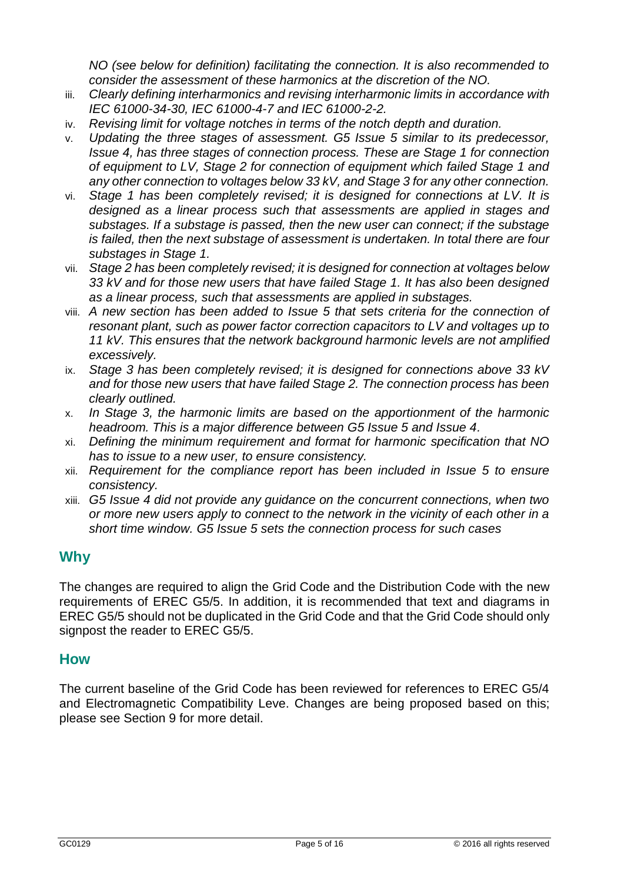*NO (see below for definition) facilitating the connection. It is also recommended to consider the assessment of these harmonics at the discretion of the NO.*

iii. *Clearly defining interharmonics and revising interharmonic limits in accordance with IEC 61000-34-30, IEC 61000-4-7 and IEC 61000-2-2.*

iv. *Revising limit for voltage notches in terms of the notch depth and duration.*

v. *Updating the three stages of assessment. G5 Issue 5 similar to its predecessor, Issue 4, has three stages of connection process. These are Stage 1 for connection of equipment to LV, Stage 2 for connection of equipment which failed Stage 1 and any other connection to voltages below 33 kV, and Stage 3 for any other connection.*

vi. *Stage 1 has been completely revised; it is designed for connections at LV. It is designed as a linear process such that assessments are applied in stages and substages. If a substage is passed, then the new user can connect; if the substage is failed, then the next substage of assessment is undertaken. In total there are four substages in Stage 1.*

vii. *Stage 2 has been completely revised; it is designed for connection at voltages below 33 kV and for those new users that have failed Stage 1. It has also been designed as a linear process, such that assessments are applied in substages.*

viii. *A new section has been added to Issue 5 that sets criteria for the connection of resonant plant, such as power factor correction capacitors to LV and voltages up to 11 kV. This ensures that the network background harmonic levels are not amplified excessively.*

ix. *Stage 3 has been completely revised; it is designed for connections above 33 kV and for those new users that have failed Stage 2. The connection process has been clearly outlined.*

x. *In Stage 3, the harmonic limits are based on the apportionment of the harmonic headroom. This is a major difference between G5 Issue 5 and Issue 4.*

xi. *Defining the minimum requirement and format for harmonic specification that NO has to issue to a new user, to ensure consistency.*

xii. *Requirement for the compliance report has been included in Issue 5 to ensure consistency.*

xiii. *G5 Issue 4 did not provide any guidance on the concurrent connections, when two or more new users apply to connect to the network in the vicinity of each other in a short time window. G5 Issue 5 sets the connection process for such cases*

## Why

The changes are required to align the Grid Code and the Distribution Code with the new requirements of EREC G5/5. In addition, it is recommended that text and diagrams in EREC G5/5 should not be duplicated in the Grid Code and that the Grid Code should only signpost the reader to EREC G5/5.

## How

The current baseline of the Grid Code has been reviewed for references to EREC G5/4 and Electromagnetic Compatibility Leve. Changes are being proposed based on this; please see Section 9 for more detail.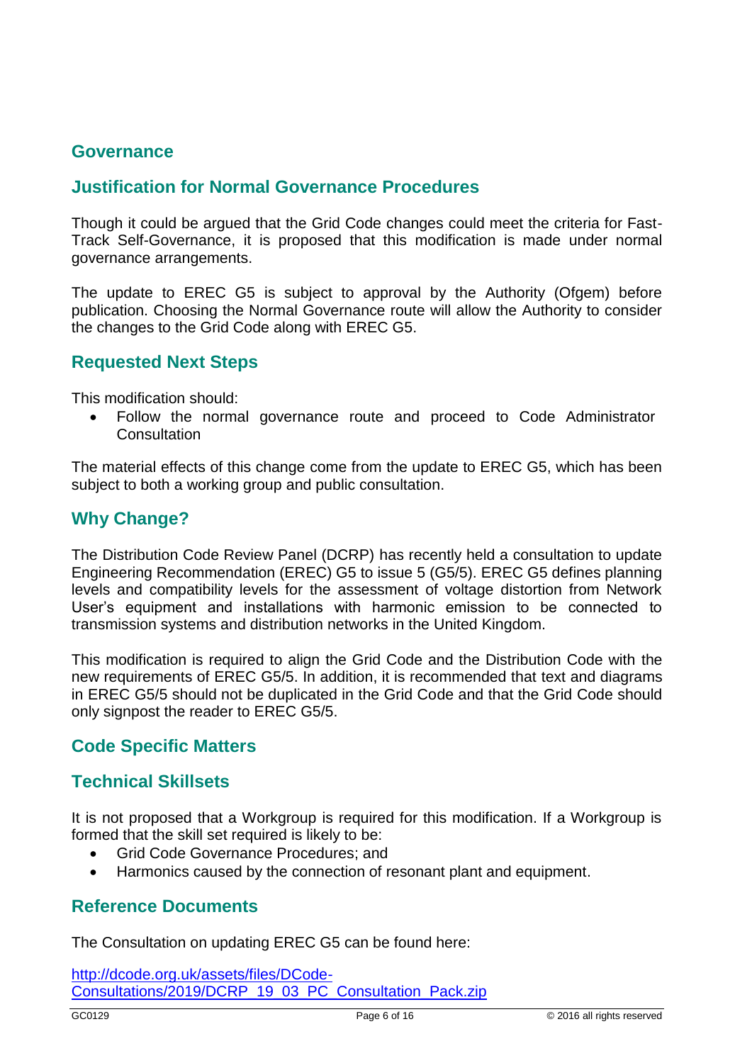## Governance

### Justification for Normal Governance Procedures

Though it could be argued that the Grid Code changes could meet the criteria for Fast-Track Self-Governance, it is proposed that this modification is made under normal governance arrangements.

The update to EREC G5 is subject to approval by the Authority (Ofgem) before publication. Choosing the Normal Governance route will allow the Authority to consider the changes to the Grid Code along with EREC G5.

### Requested Next Steps

This modification should:

- Follow the normal governance route and proceed to Code Administrator Consultation

The material effects of this change come from the update to EREC G5, which has been subject to both a working group and public consultation.

## Why Change?

The Distribution Code Review Panel (DCRP) has recently held a consultation to update Engineering Recommendation (EREC) G5 to issue 5 (G5/5). EREC G5 defines planning levels and compatibility levels for the assessment of voltage distortion from Network User's equipment and installations with harmonic emission to be connected to transmission systems and distribution networks in the United Kingdom.

This modification is required to align the Grid Code and the Distribution Code with the new requirements of EREC G5/5. In addition, it is recommended that text and diagrams in EREC G5/5 should not be duplicated in the Grid Code and that the Grid Code should only signpost the reader to EREC G5/5.

## Code Specific Matters

### Technical Skillsets

It is not proposed that a Workgroup is required for this modification. If a Workgroup is formed that the skill set required is likely to be:

- Grid Code Governance Procedures; and
- Harmonics caused by the connection of resonant plant and equipment.

### Reference Documents

The Consultation on updating EREC G5 can be found here:

[http://dcode.org.uk/assets/files/DCode-Consultations/2019/DCRP_19_03_PC_Consultation_Pack.zip](http://dcode.org.uk/assets/files/DCode-Consultations/2019/DCRP_19_03_PC_Consultation_Pack.zip)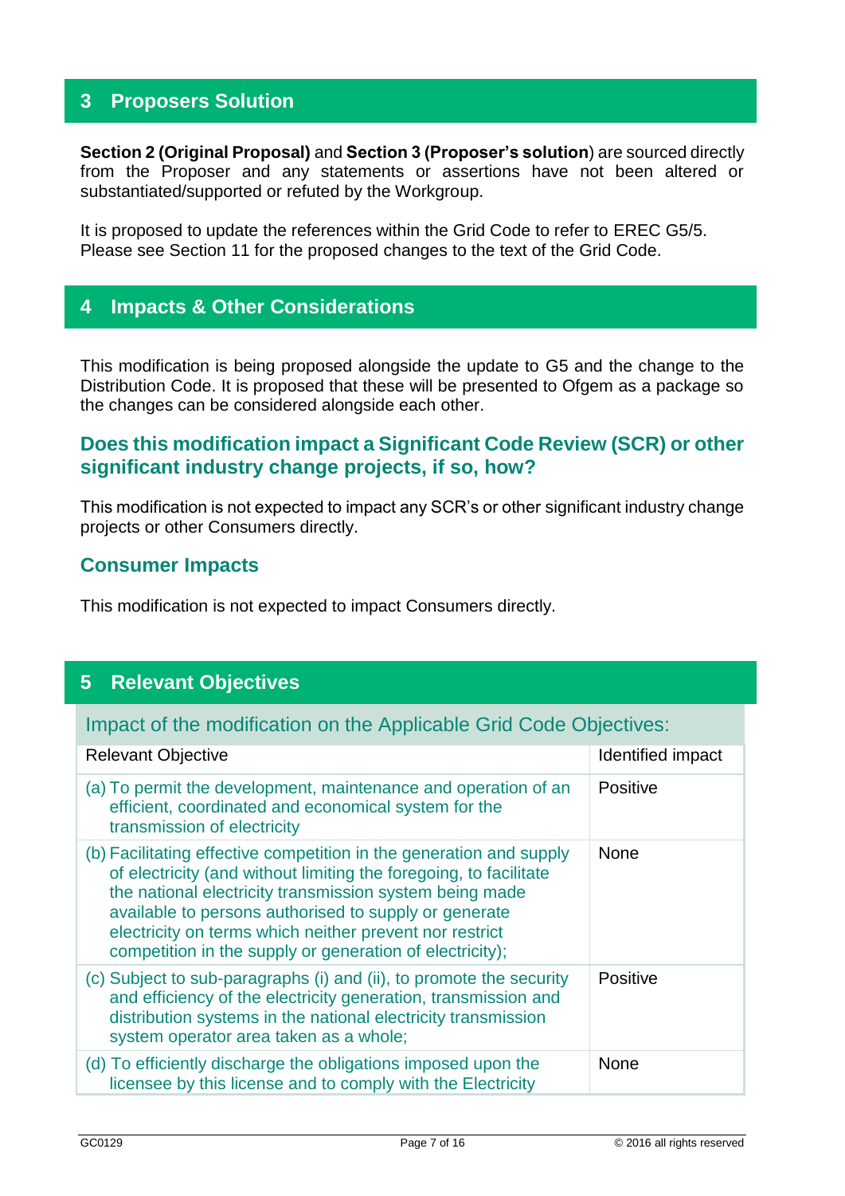## 3 Proposers Solution

**Section 2 (Original Proposal)** and **Section 3 (Proposer's solution**) are sourced directly from the Proposer and any statements or assertions have not been altered or substantiated/supported or refuted by the Workgroup.

It is proposed to update the references within the Grid Code to refer to EREC G5/5. Please see Section 11 for the proposed changes to the text of the Grid Code.

## 4 Impacts & Other Considerations

This modification is being proposed alongside the update to G5 and the change to the Distribution Code. It is proposed that these will be presented to Ofgem as a package so the changes can be considered alongside each other.

### Does this modification impact a Significant Code Review (SCR) or other significant industry change projects, if so, how?

This modification is not expected to impact any SCR's or other significant industry change projects or other Consumers directly.

### Consumer Impacts

This modification is not expected to impact Consumers directly.

## 5 Relevant Objectives

| Impact of the modification on the Applicable Grid Code Objectives: | |
|---|---|
| Relevant Objective | Identified impact |
| (a) To permit the development, maintenance and operation of an efficient, coordinated and economical system for the transmission of electricity | Positive |
| (b) Facilitating effective competition in the generation and supply of electricity (and without limiting the foregoing, to facilitate the national electricity transmission system being made available to persons authorised to supply or generate electricity on terms which neither prevent nor restrict competition in the supply or generation of electricity); | None |
| (c) Subject to sub-paragraphs (i) and (ii), to promote the security and efficiency of the electricity generation, transmission and distribution systems in the national electricity transmission system operator area taken as a whole; | Positive |
| (d) To efficiently discharge the obligations imposed upon the licensee by this license and to comply with the Electricity | None |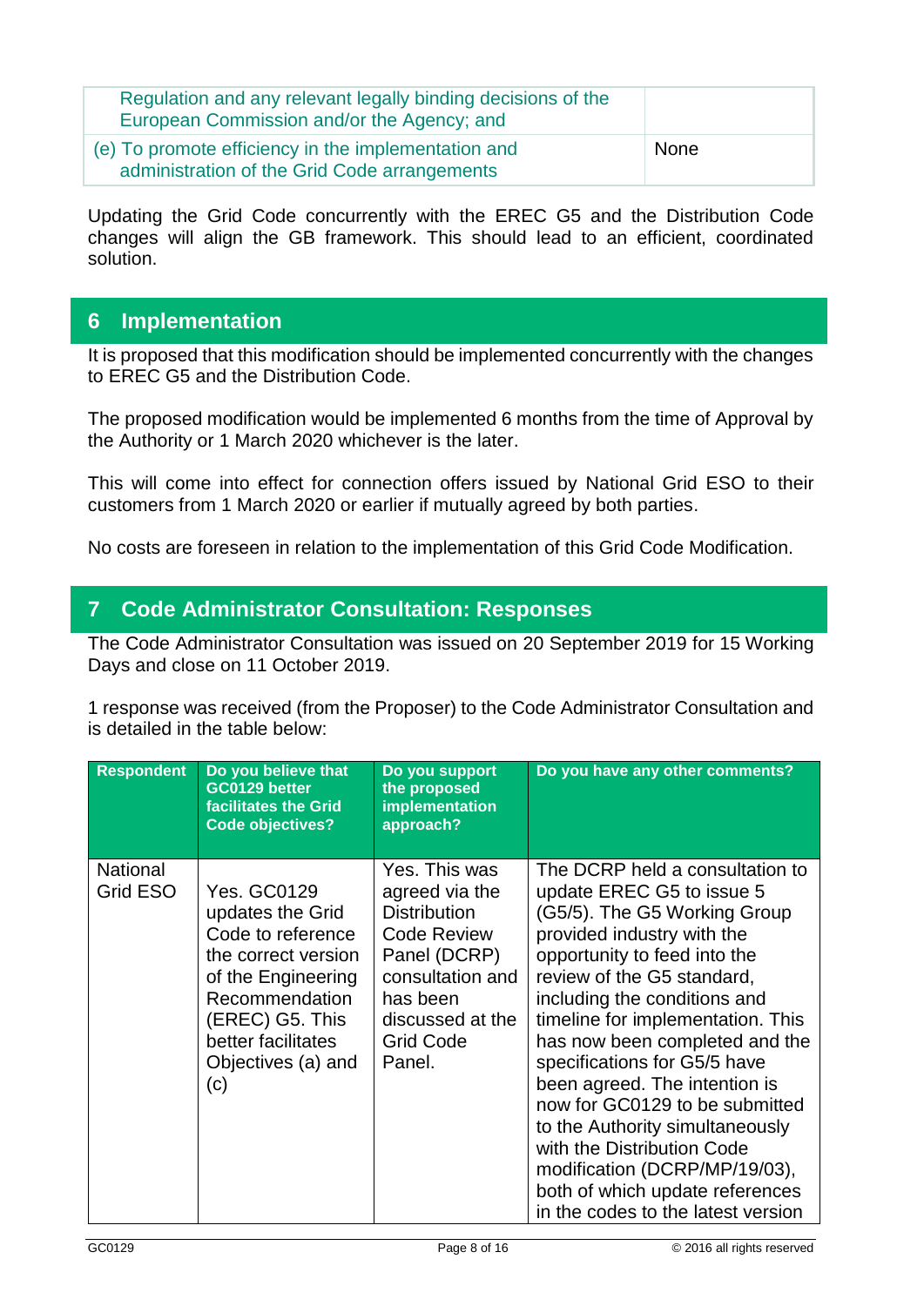| | |
|---|---|
| Regulation and any relevant legally binding decisions of the European Commission and/or the Agency; and | |
| (e) To promote efficiency in the implementation and administration of the Grid Code arrangements | None |

Updating the Grid Code concurrently with the EREC G5 and the Distribution Code changes will align the GB framework. This should lead to an efficient, coordinated solution.

## 6 Implementation

It is proposed that this modification should be implemented concurrently with the changes to EREC G5 and the Distribution Code.

The proposed modification would be implemented 6 months from the time of Approval by the Authority or 1 March 2020 whichever is the later.

This will come into effect for connection offers issued by National Grid ESO to their customers from 1 March 2020 or earlier if mutually agreed by both parties.

No costs are foreseen in relation to the implementation of this Grid Code Modification.

## 7 Code Administrator Consultation: Responses

The Code Administrator Consultation was issued on 20 September 2019 for 15 Working Days and close on 11 October 2019.

1 response was received (from the Proposer) to the Code Administrator Consultation and is detailed in the table below:

| Respondent | Do you believe that GC0129 better facilitates the Grid Code objectives? | Do you support the proposed implementation approach? | Do you have any other comments? |
|---|---|---|---|
| National Grid ESO | Yes. GC0129 updates the Grid Code to reference the correct version of the Engineering Recommendation (EREC) G5. This better facilitates Objectives (a) and (c) | Yes. This was agreed via the Distribution Code Review Panel (DCRP) consultation and has been discussed at the Grid Code Panel. | The DCRP held a consultation to update EREC G5 to issue 5 (G5/5). The G5 Working Group provided industry with the opportunity to feed into the review of the G5 standard, including the conditions and timeline for implementation. This has now been completed and the specifications for G5/5 have been agreed. The intention is now for GC0129 to be submitted to the Authority simultaneously with the Distribution Code modification (DCRP/MP/19/03), both of which update references in the codes to the latest version |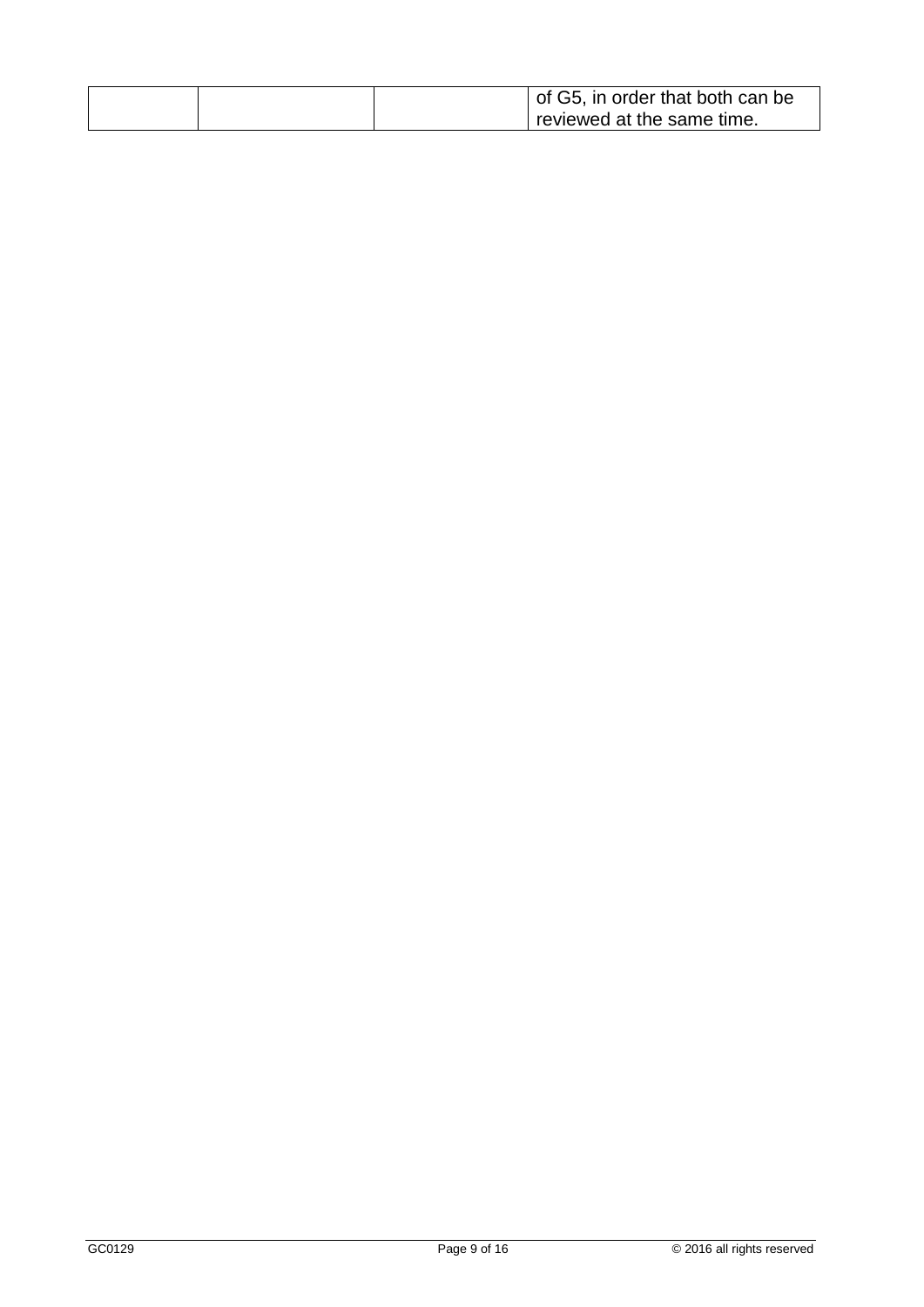| | | | |
|---|---|---|---|
| | | | of G5, in order that both can be reviewed at the same time. |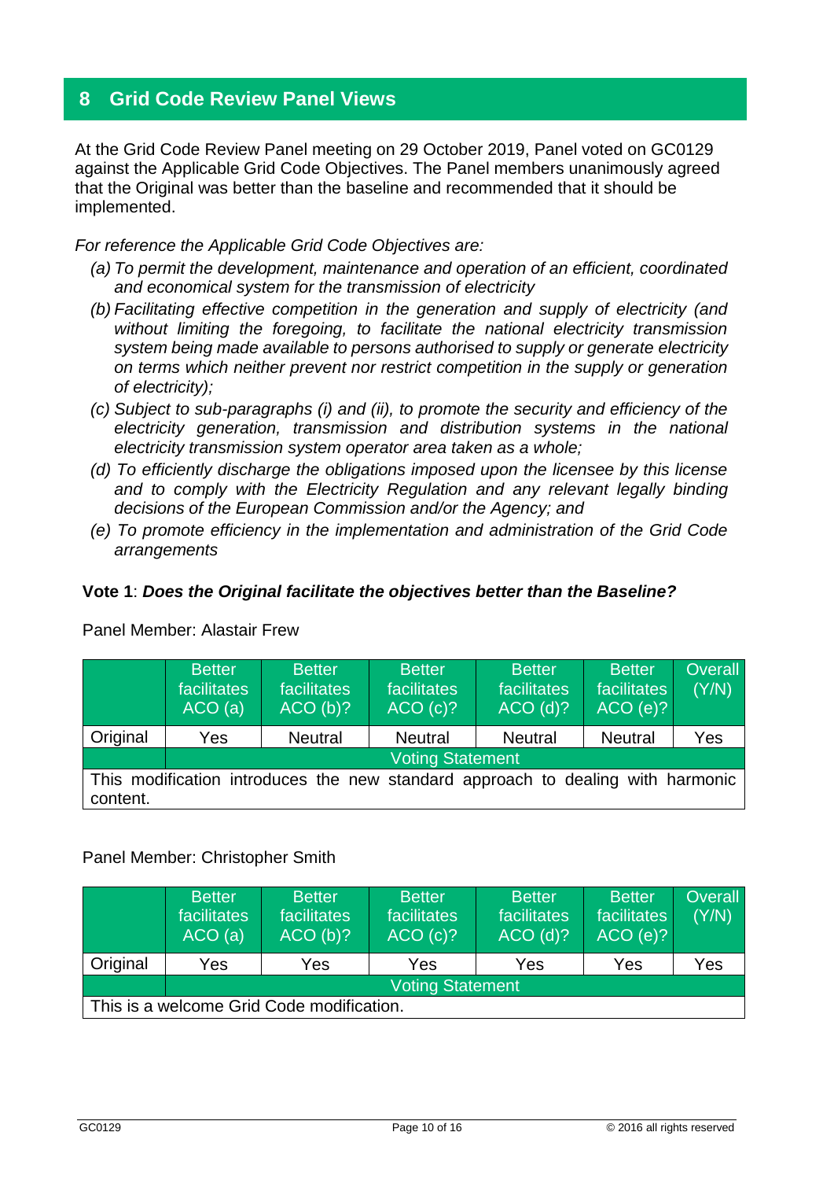## 8 Grid Code Review Panel Views

At the Grid Code Review Panel meeting on 29 October 2019, Panel voted on GC0129 against the Applicable Grid Code Objectives. The Panel members unanimously agreed that the Original was better than the baseline and recommended that it should be implemented.

*For reference the Applicable Grid Code Objectives are:*

*(a) To permit the development, maintenance and operation of an efficient, coordinated and economical system for the transmission of electricity*

*(b) Facilitating effective competition in the generation and supply of electricity (and without limiting the foregoing, to facilitate the national electricity transmission system being made available to persons authorised to supply or generate electricity on terms which neither prevent nor restrict competition in the supply or generation of electricity);*

*(c) Subject to sub-paragraphs (i) and (ii), to promote the security and efficiency of the electricity generation, transmission and distribution systems in the national electricity transmission system operator area taken as a whole;*

*(d) To efficiently discharge the obligations imposed upon the licensee by this license and to comply with the Electricity Regulation and any relevant legally binding decisions of the European Commission and/or the Agency; and*

*(e) To promote efficiency in the implementation and administration of the Grid Code arrangements*

**Vote 1**: ***Does the Original facilitate the objectives better than the Baseline?***

Panel Member: Alastair Frew

| | Better facilitates ACO (a) | Better facilitates ACO (b)? | Better facilitates ACO (c)? | Better facilitates ACO (d)? | Better facilitates ACO (e)? | Overall (Y/N) |
|---|---|---|---|---|---|---|
| Original | Yes | Neutral | Neutral | Neutral | Neutral | Yes |
| | Voting Statement | | | | | |
| This modification introduces the new standard approach to dealing with harmonic content. | | | | | | |

Panel Member: Christopher Smith

| | Better facilitates ACO (a) | Better facilitates ACO (b)? | Better facilitates ACO (c)? | Better facilitates ACO (d)? | Better facilitates ACO (e)? | Overall (Y/N) |
|---|---|---|---|---|---|---|
| Original | Yes | Yes | Yes | Yes | Yes | Yes |
| | Voting Statement | | | | | |
| This is a welcome Grid Code modification. | | | | | | |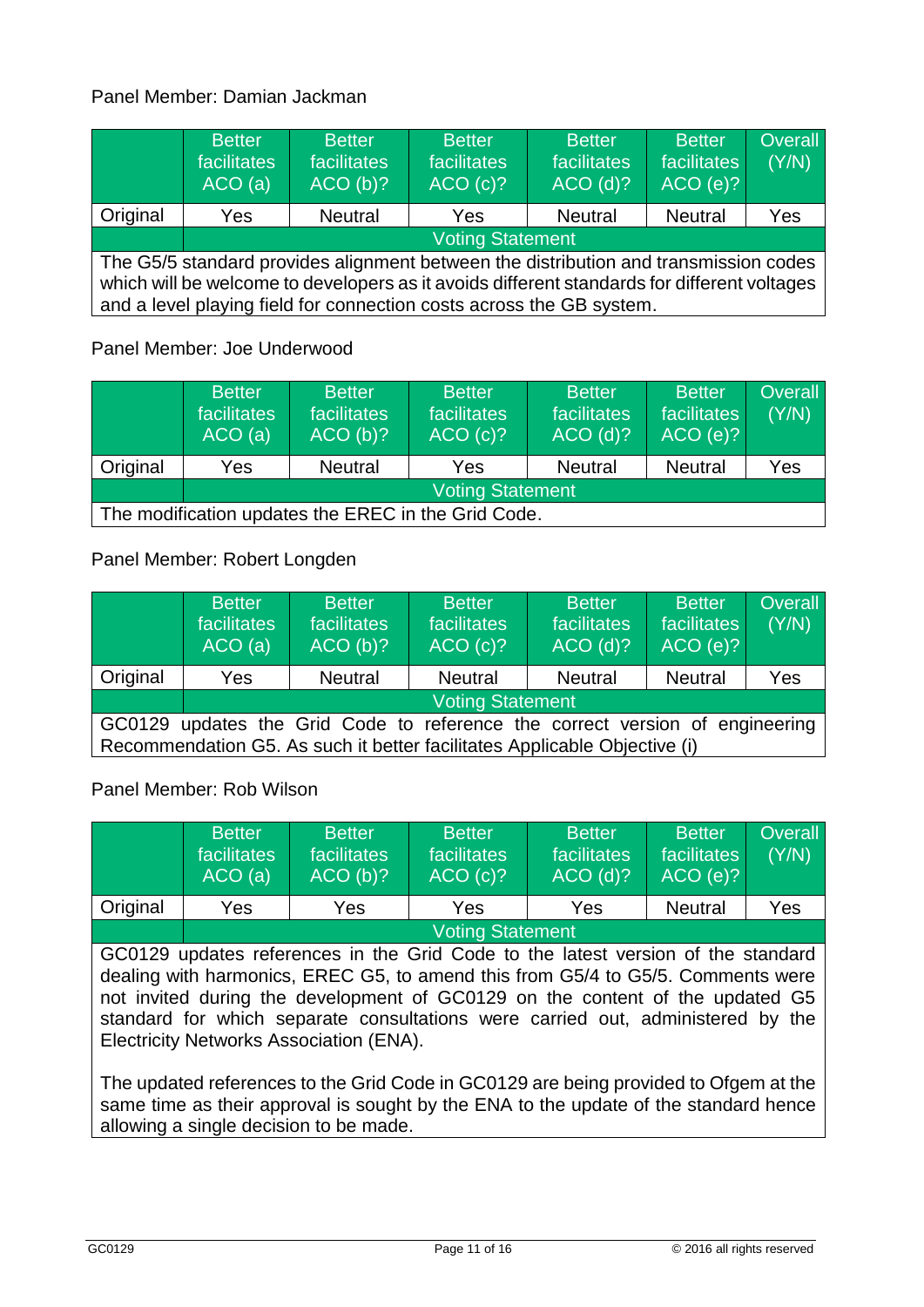Panel Member: Damian Jackman

| | Better facilitates ACO (a) | Better facilitates ACO (b)? | Better facilitates ACO (c)? | Better facilitates ACO (d)? | Better facilitates ACO (e)? | Overall (Y/N) |
|---|---|---|---|---|---|---|
| Original | Yes | Neutral | Yes | Neutral | Neutral | Yes |
| | Voting Statement | | | | | |
| The G5/5 standard provides alignment between the distribution and transmission codes which will be welcome to developers as it avoids different standards for different voltages and a level playing field for connection costs across the GB system. | | | | | | |

Panel Member: Joe Underwood

| | Better facilitates ACO (a) | Better facilitates ACO (b)? | Better facilitates ACO (c)? | Better facilitates ACO (d)? | Better facilitates ACO (e)? | Overall (Y/N) |
|---|---|---|---|---|---|---|
| Original | Yes | Neutral | Yes | Neutral | Neutral | Yes |
| | Voting Statement | | | | | |
| The modification updates the EREC in the Grid Code. | | | | | | |

Panel Member: Robert Longden

| | Better facilitates ACO (a) | Better facilitates ACO (b)? | Better facilitates ACO (c)? | Better facilitates ACO (d)? | Better facilitates ACO (e)? | Overall (Y/N) |
|---|---|---|---|---|---|---|
| Original | Yes | Neutral | Neutral | Neutral | Neutral | Yes |
| | Voting Statement | | | | | |
| GC0129 updates the Grid Code to reference the correct version of engineering Recommendation G5. As such it better facilitates Applicable Objective (i) | | | | | | |

Panel Member: Rob Wilson

| | Better facilitates ACO (a) | Better facilitates ACO (b)? | Better facilitates ACO (c)? | Better facilitates ACO (d)? | Better facilitates ACO (e)? | Overall (Y/N) |
|---|---|---|---|---|---|---|
| Original | Yes | Yes | Yes | Yes | Neutral | Yes |
| | Voting Statement | | | | | |
| GC0129 updates references in the Grid Code to the latest version of the standard dealing with harmonics, EREC G5, to amend this from G5/4 to G5/5. Comments were not invited during the development of GC0129 on the content of the updated G5 standard for which separate consultations were carried out, administered by the Electricity Networks Association (ENA).<br><br>The updated references to the Grid Code in GC0129 are being provided to Ofgem at the same time as their approval is sought by the ENA to the update of the standard hence allowing a single decision to be made. | | | | | | |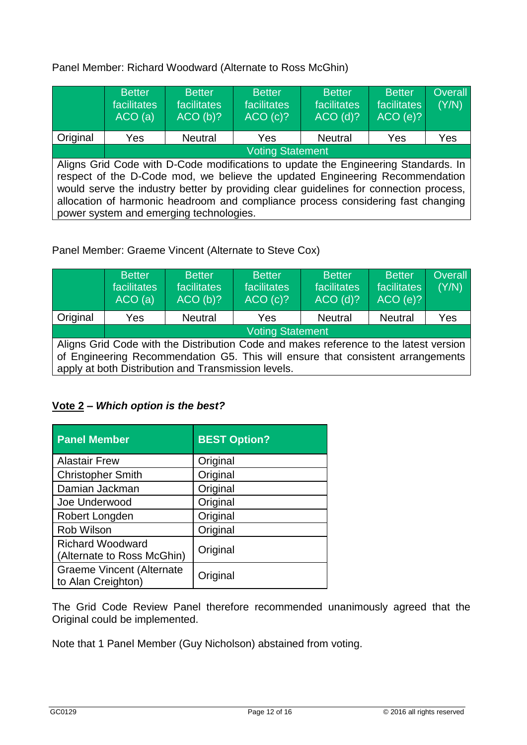Panel Member: Richard Woodward (Alternate to Ross McGhin)

| | Better facilitates ACO (a) | Better facilitates ACO (b)? | Better facilitates ACO (c)? | Better facilitates ACO (d)? | Better facilitates ACO (e)? | Overall (Y/N) |
|---|---|---|---|---|---|---|
| Original | Yes | Neutral | Yes | Neutral | Yes | Yes |
| | Voting Statement | | | | | |
| Aligns Grid Code with D-Code modifications to update the Engineering Standards. In respect of the D-Code mod, we believe the updated Engineering Recommendation would serve the industry better by providing clear guidelines for connection process, allocation of harmonic headroom and compliance process considering fast changing power system and emerging technologies. | | | | | | |

Panel Member: Graeme Vincent (Alternate to Steve Cox)

| | Better facilitates ACO (a) | Better facilitates ACO (b)? | Better facilitates ACO (c)? | Better facilitates ACO (d)? | Better facilitates ACO (e)? | Overall (Y/N) |
|---|---|---|---|---|---|---|
| Original | Yes | Neutral | Yes | Neutral | Neutral | Yes |
| | Voting Statement | | | | | |
| Aligns Grid Code with the Distribution Code and makes reference to the latest version of Engineering Recommendation G5. This will ensure that consistent arrangements apply at both Distribution and Transmission levels. | | | | | | |

**<u>Vote 2</u> – *Which option is the best?***

| Panel Member | BEST Option? |
|---|---|
| Alastair Frew | Original |
| Christopher Smith | Original |
| Damian Jackman | Original |
| Joe Underwood | Original |
| Robert Longden | Original |
| Rob Wilson | Original |
| Richard Woodward (Alternate to Ross McGhin) | Original |
| Graeme Vincent (Alternate to Alan Creighton) | Original |

The Grid Code Review Panel therefore recommended unanimously agreed that the Original could be implemented.

Note that 1 Panel Member (Guy Nicholson) abstained from voting.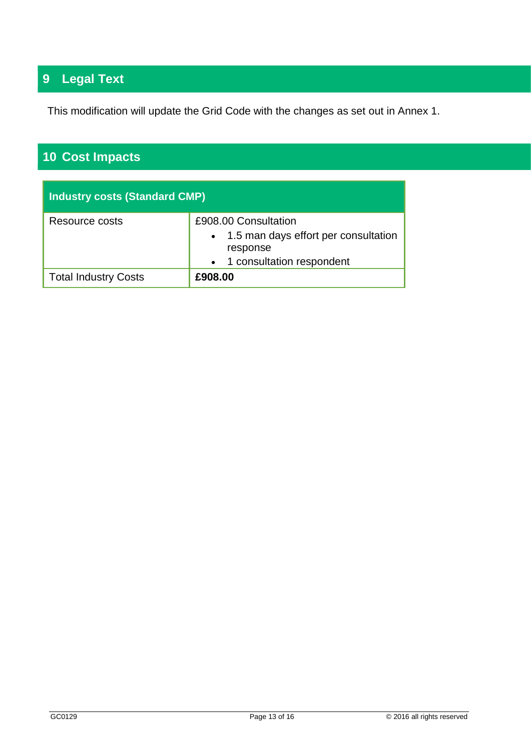## 9 Legal Text

This modification will update the Grid Code with the changes as set out in Annex 1.

## 10 Cost Impacts

| Industry costs (Standard CMP) | |
|---|---|
| Resource costs | £908.00 Consultation<br>• 1.5 man days effort per consultation response<br>• 1 consultation respondent |
| Total Industry Costs | **£908.00** |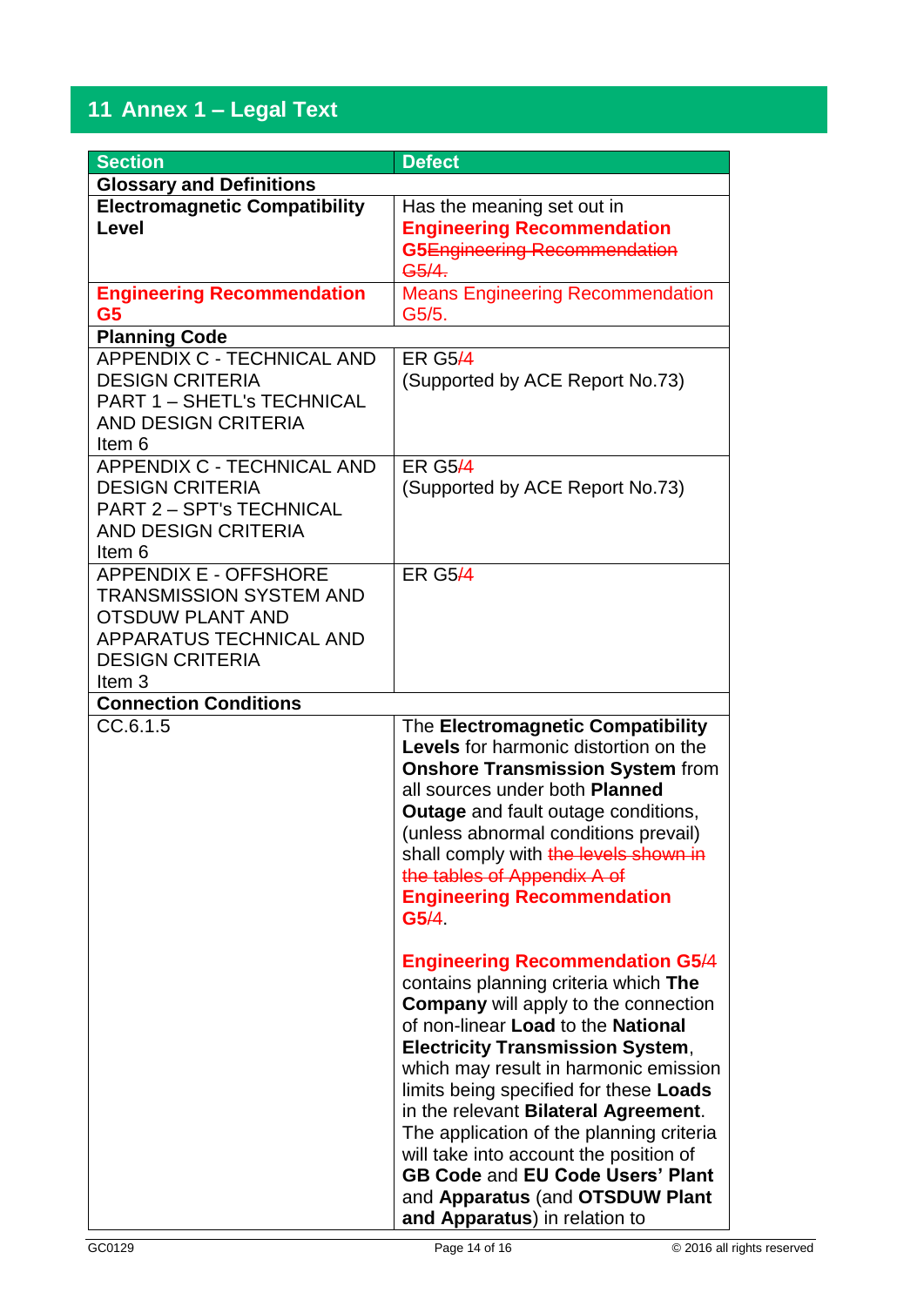# 11 Annex 1 – Legal Text

| Section | Defect |
|---|---|
| **Glossary and Definitions** | |
| **Electromagnetic Compatibility Level** | Has the meaning set out in **Engineering Recommendation G5**~~Engineering Recommendation G5/4.~~ |
| **Engineering Recommendation G5** | Means Engineering Recommendation G5/5. |
| **Planning Code** | |
| APPENDIX C - TECHNICAL AND DESIGN CRITERIA PART 1 – SHETL's TECHNICAL AND DESIGN CRITERIA Item 6 | ER G5/4 (Supported by ACE Report No.73) |
| APPENDIX C - TECHNICAL AND DESIGN CRITERIA PART 2 – SPT's TECHNICAL AND DESIGN CRITERIA Item 6 | ER G5/4 (Supported by ACE Report No.73) |
| APPENDIX E - OFFSHORE TRANSMISSION SYSTEM AND OTSDUW PLANT AND APPARATUS TECHNICAL AND DESIGN CRITERIA Item 3 | ER G5/4 |
| **Connection Conditions** | |
| CC.6.1.5 | The **Electromagnetic Compatibility Levels** for harmonic distortion on the **Onshore Transmission System** from all sources under both **Planned Outage** and fault outage conditions, (unless abnormal conditions prevail) shall comply with ~~the levels shown in the tables of Appendix A of~~ **Engineering Recommendation G5**/4.<br><br>**Engineering Recommendation G5**/4 contains planning criteria which **The Company** will apply to the connection of non-linear **Load** to the **National Electricity Transmission System**, which may result in harmonic emission limits being specified for these **Loads** in the relevant **Bilateral Agreement**. The application of the planning criteria will take into account the position of **GB Code** and **EU Code Users' Plant** and **Apparatus** (and **OTSDUW Plant and Apparatus**) in relation to |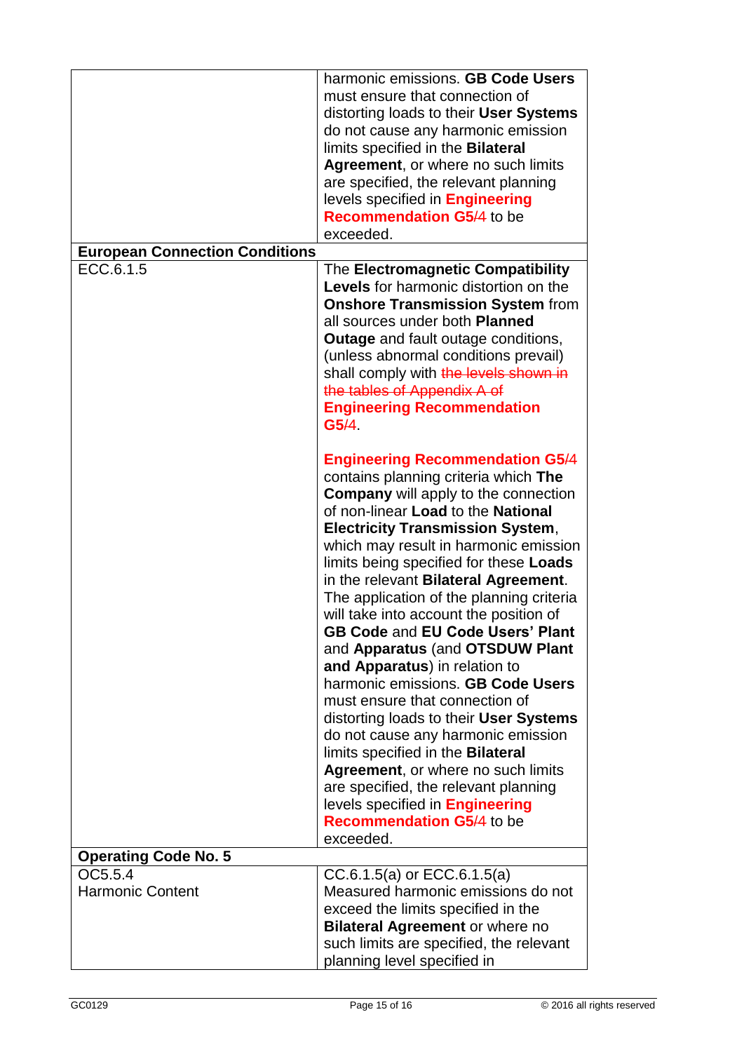| | |
|---|---|
| | harmonic emissions. **GB Code Users** must ensure that connection of distorting loads to their **User Systems** do not cause any harmonic emission limits specified in the **Bilateral Agreement**, or where no such limits are specified, the relevant planning levels specified in **Engineering Recommendation G5**/4 to be exceeded. |
| **European Connection Conditions** | |
| ECC.6.1.5 | The **Electromagnetic Compatibility Levels** for harmonic distortion on the **Onshore Transmission System** from all sources under both **Planned Outage** and fault outage conditions, (unless abnormal conditions prevail) shall comply with ~~the levels shown in the tables of Appendix A of~~ **Engineering Recommendation G5**/4.<br><br>**Engineering Recommendation G5**/4 contains planning criteria which **The Company** will apply to the connection of non-linear **Load** to the **National Electricity Transmission System**, which may result in harmonic emission limits being specified for these **Loads** in the relevant **Bilateral Agreement**. The application of the planning criteria will take into account the position of **GB Code** and **EU Code Users' Plant** and **Apparatus** (and **OTSDUW Plant and Apparatus**) in relation to harmonic emissions. **GB Code Users** must ensure that connection of distorting loads to their **User Systems** do not cause any harmonic emission limits specified in the **Bilateral Agreement**, or where no such limits are specified, the relevant planning levels specified in **Engineering Recommendation G5**/4 to be exceeded. |
| **Operating Code No. 5** | |
| OC5.5.4<br>Harmonic Content | CC.6.1.5(a) or ECC.6.1.5(a)<br>Measured harmonic emissions do not exceed the limits specified in the **Bilateral Agreement** or where no such limits are specified, the relevant planning level specified in |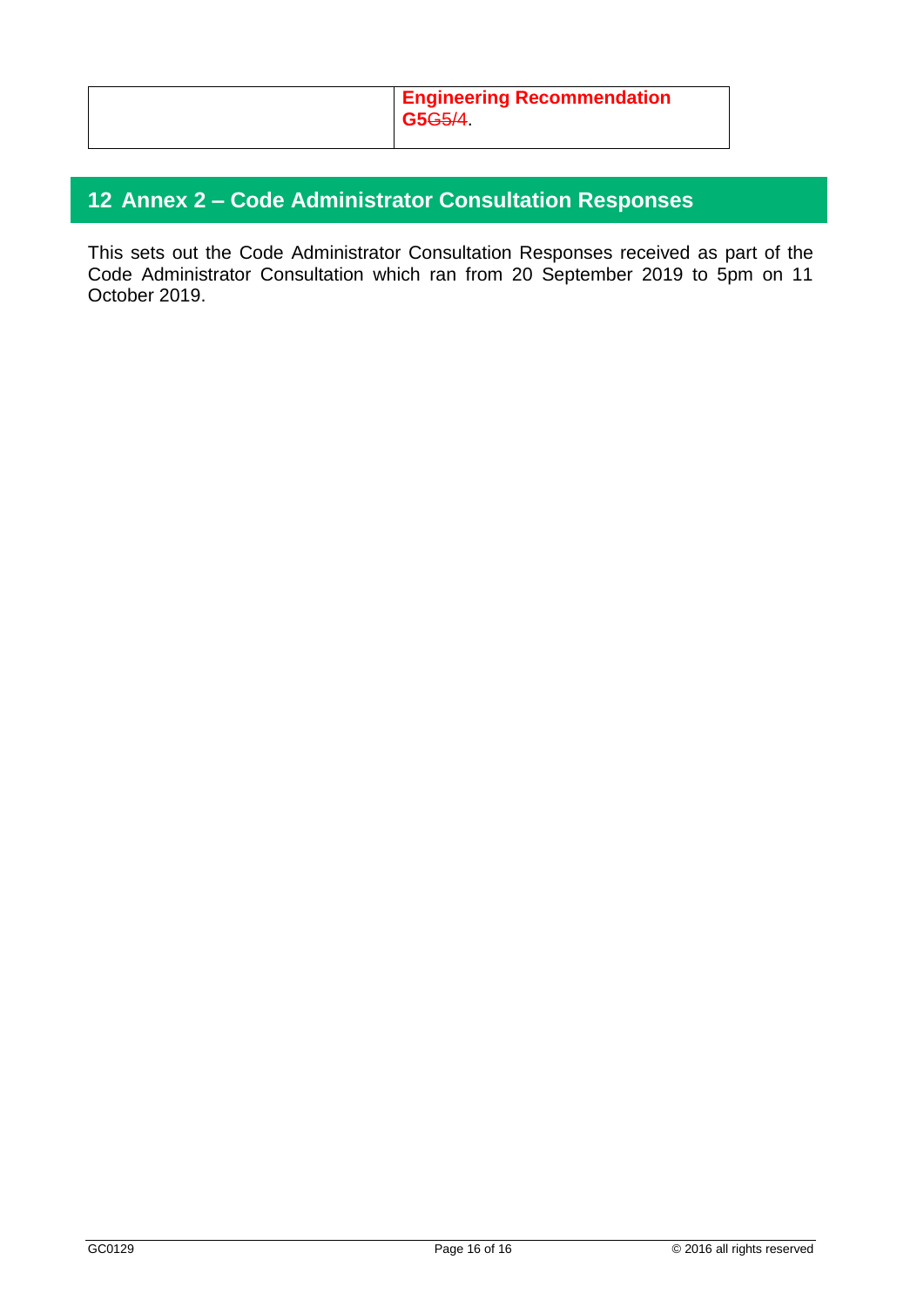| | |
|---|---|
| | **Engineering Recommendation G5**~~G5/4~~. |

## 12 Annex 2 – Code Administrator Consultation Responses

This sets out the Code Administrator Consultation Responses received as part of the Code Administrator Consultation which ran from 20 September 2019 to 5pm on 11 October 2019.